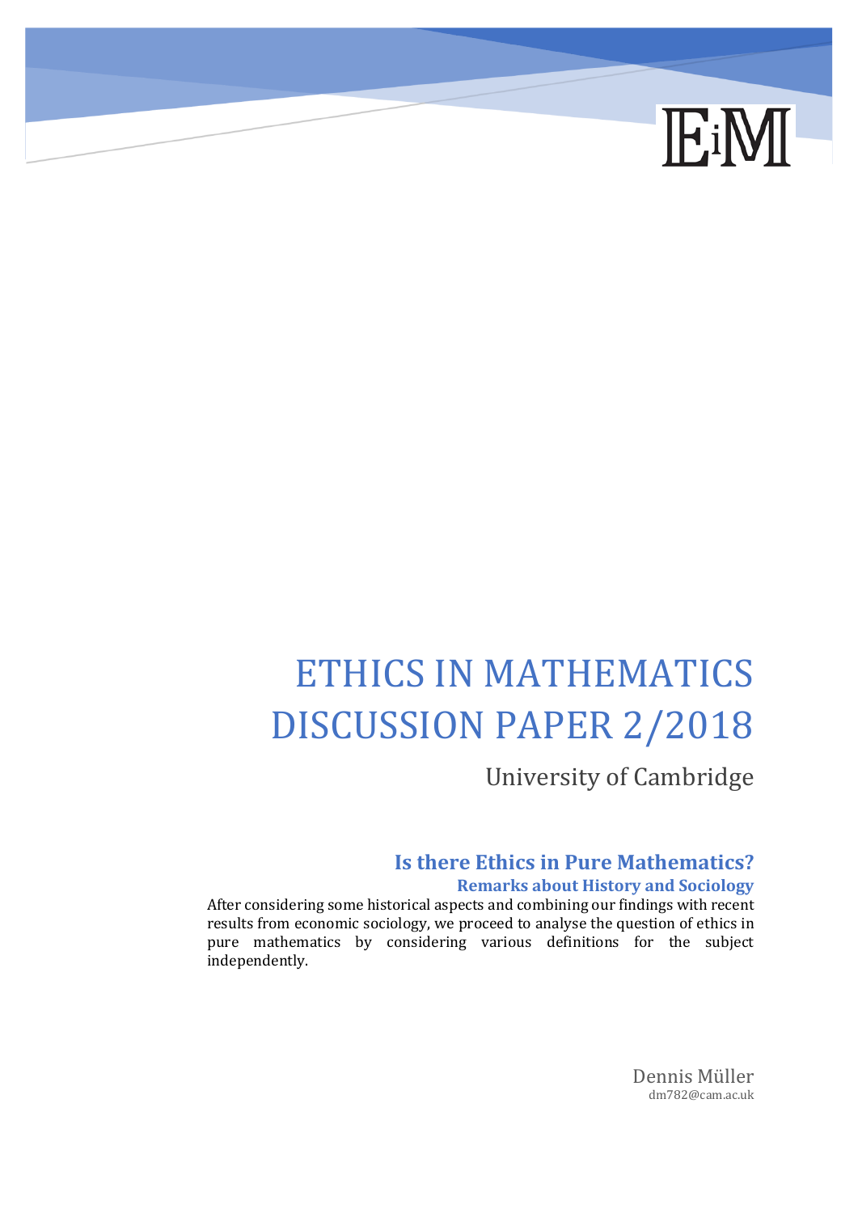EiM

# ETHICS IN MATHEMATICS DISCUSSION PAPER 2/2018

University of Cambridge

## Is there Ethics in Pure Mathematics?

### Remarks about History and Sociology

After considering some historical aspects and combining our findings with recent results from economic sociology, we proceed to analyse the question of ethics in pure mathematics by considering various definitions for the subject independently.

Dennis Müller
dm782@cam.ac.uk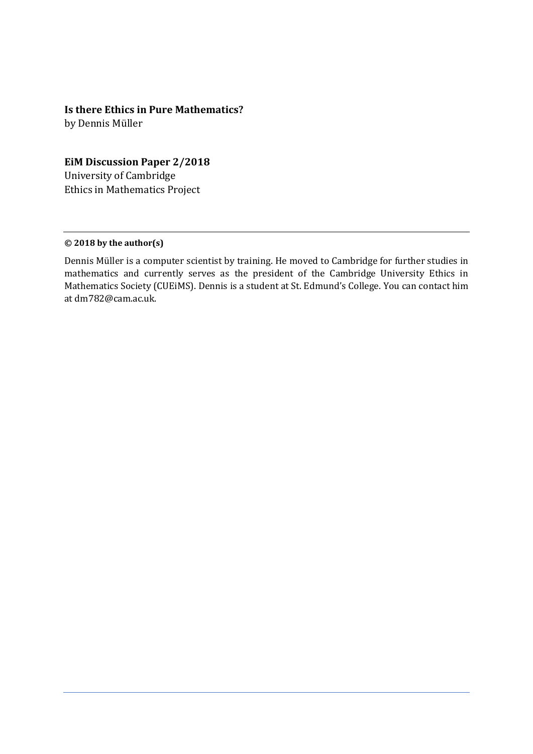**Is there Ethics in Pure Mathematics?**
by Dennis Müller

**EiM Discussion Paper 2/2018**
University of Cambridge
Ethics in Mathematics Project

---

**© 2018 by the author(s)**

Dennis Müller is a computer scientist by training. He moved to Cambridge for further studies in mathematics and currently serves as the president of the Cambridge University Ethics in Mathematics Society (CUEiMS). Dennis is a student at St. Edmund's College. You can contact him at dm782@cam.ac.uk.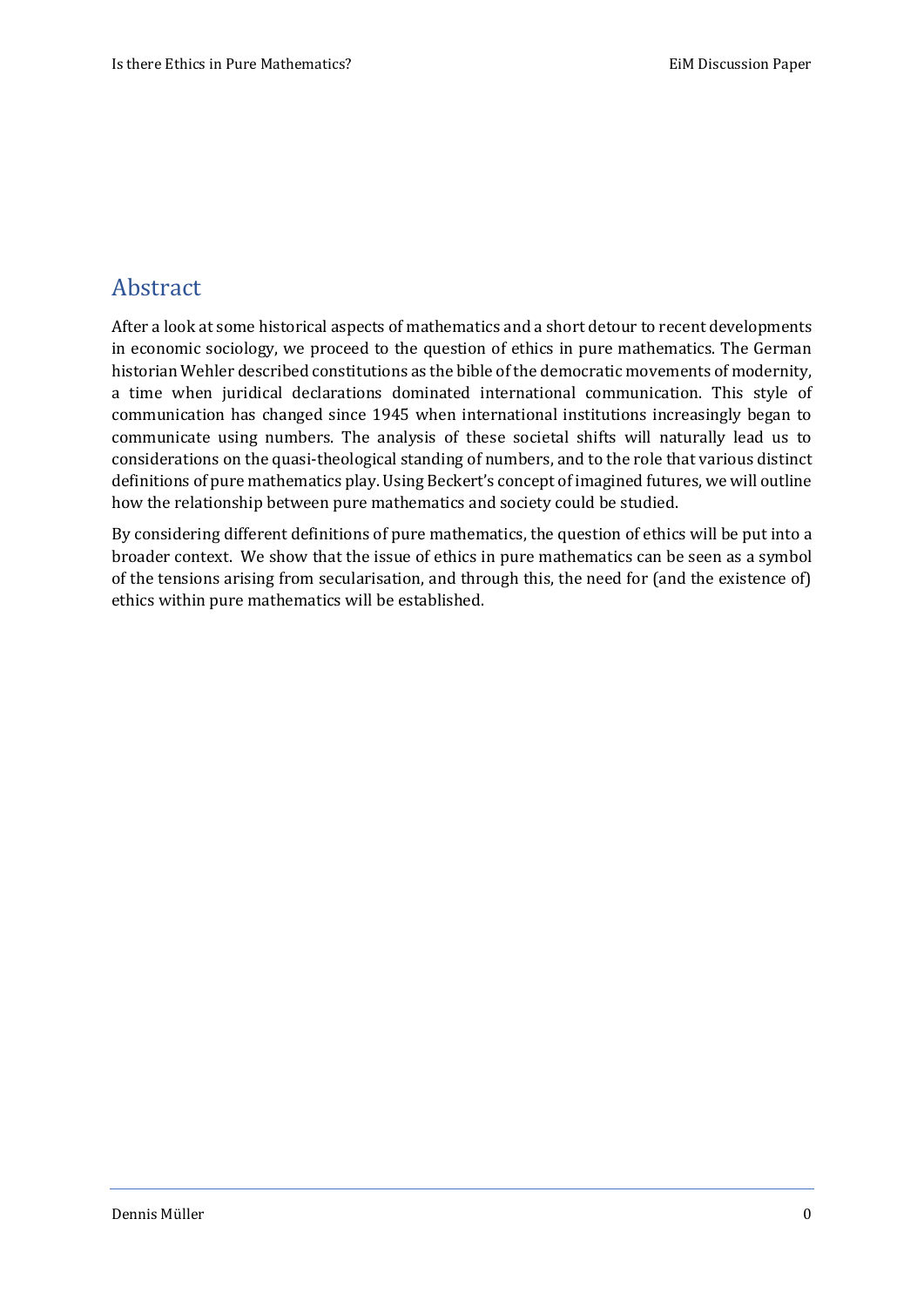# Abstract

After a look at some historical aspects of mathematics and a short detour to recent developments in economic sociology, we proceed to the question of ethics in pure mathematics. The German historian Wehler described constitutions as the bible of the democratic movements of modernity, a time when juridical declarations dominated international communication. This style of communication has changed since 1945 when international institutions increasingly began to communicate using numbers. The analysis of these societal shifts will naturally lead us to considerations on the quasi-theological standing of numbers, and to the role that various distinct definitions of pure mathematics play. Using Beckert's concept of imagined futures, we will outline how the relationship between pure mathematics and society could be studied.

By considering different definitions of pure mathematics, the question of ethics will be put into a broader context. We show that the issue of ethics in pure mathematics can be seen as a symbol of the tensions arising from secularisation, and through this, the need for (and the existence of) ethics within pure mathematics will be established.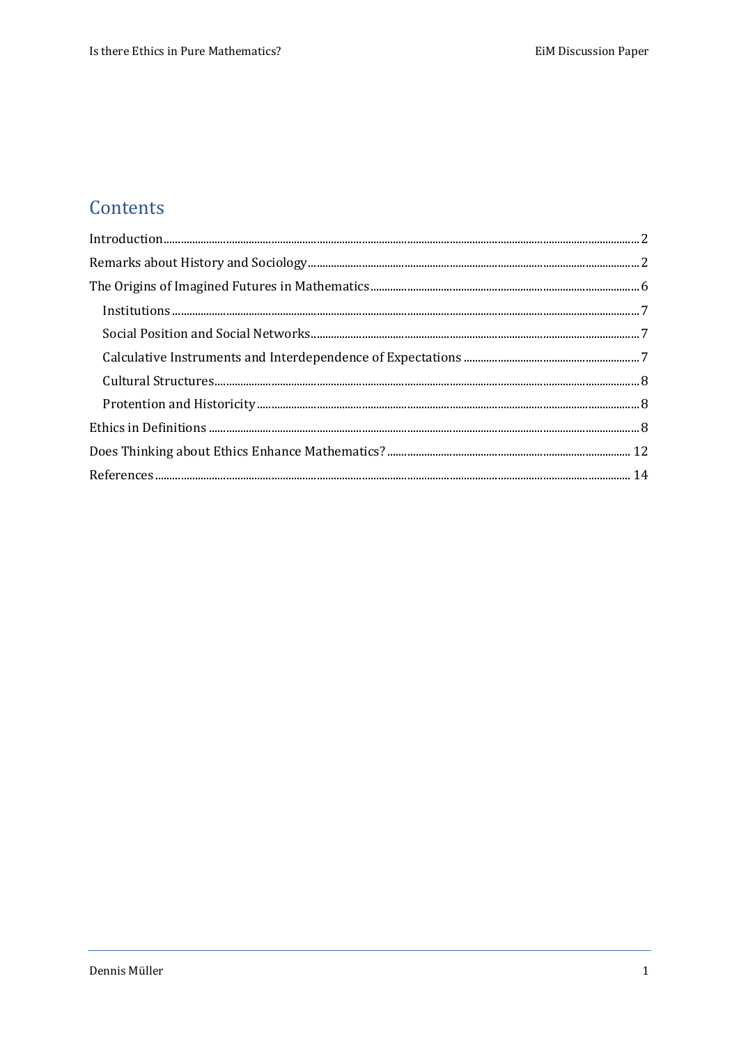# Contents

- Introduction ........ 2
- Remarks about History and Sociology ........ 2
- The Origins of Imagined Futures in Mathematics ........ 6
  - Institutions ........ 7
  - Social Position and Social Networks ........ 7
  - Calculative Instruments and Interdependence of Expectations ........ 7
  - Cultural Structures ........ 8
  - Protention and Historicity ........ 8
- Ethics in Definitions ........ 8
- Does Thinking about Ethics Enhance Mathematics? ........ 12
- References ........ 14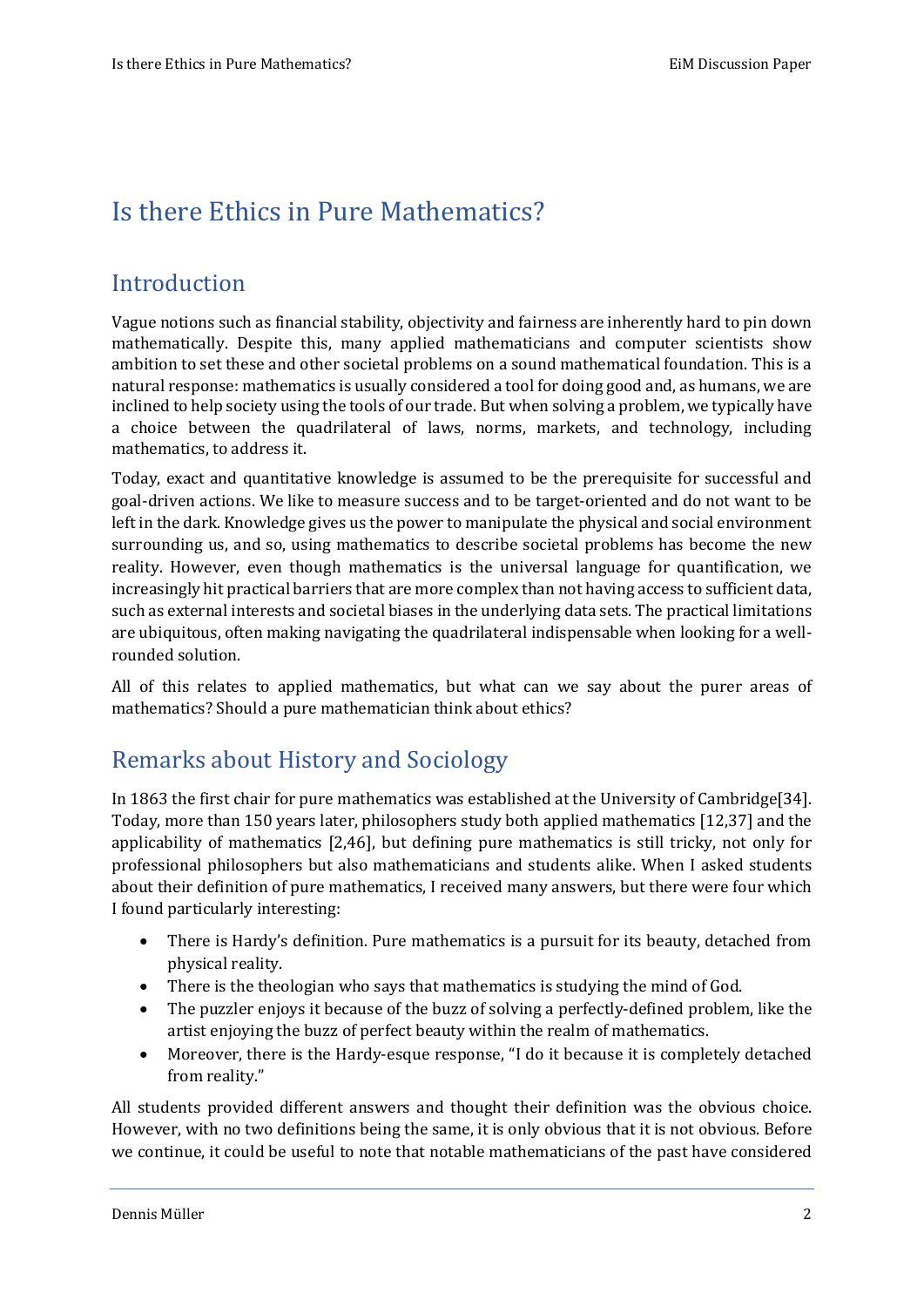# Is there Ethics in Pure Mathematics?

## Introduction

Vague notions such as financial stability, objectivity and fairness are inherently hard to pin down mathematically. Despite this, many applied mathematicians and computer scientists show ambition to set these and other societal problems on a sound mathematical foundation. This is a natural response: mathematics is usually considered a tool for doing good and, as humans, we are inclined to help society using the tools of our trade. But when solving a problem, we typically have a choice between the quadrilateral of laws, norms, markets, and technology, including mathematics, to address it.

Today, exact and quantitative knowledge is assumed to be the prerequisite for successful and goal-driven actions. We like to measure success and to be target-oriented and do not want to be left in the dark. Knowledge gives us the power to manipulate the physical and social environment surrounding us, and so, using mathematics to describe societal problems has become the new reality. However, even though mathematics is the universal language for quantification, we increasingly hit practical barriers that are more complex than not having access to sufficient data, such as external interests and societal biases in the underlying data sets. The practical limitations are ubiquitous, often making navigating the quadrilateral indispensable when looking for a well-rounded solution.

All of this relates to applied mathematics, but what can we say about the purer areas of mathematics? Should a pure mathematician think about ethics?

## Remarks about History and Sociology

In 1863 the first chair for pure mathematics was established at the University of Cambridge[34]. Today, more than 150 years later, philosophers study both applied mathematics [12,37] and the applicability of mathematics [2,46], but defining pure mathematics is still tricky, not only for professional philosophers but also mathematicians and students alike. When I asked students about their definition of pure mathematics, I received many answers, but there were four which I found particularly interesting:

- There is Hardy's definition. Pure mathematics is a pursuit for its beauty, detached from physical reality.
- There is the theologian who says that mathematics is studying the mind of God.
- The puzzler enjoys it because of the buzz of solving a perfectly-defined problem, like the artist enjoying the buzz of perfect beauty within the realm of mathematics.
- Moreover, there is the Hardy-esque response, "I do it because it is completely detached from reality."

All students provided different answers and thought their definition was the obvious choice. However, with no two definitions being the same, it is only obvious that it is not obvious. Before we continue, it could be useful to note that notable mathematicians of the past have considered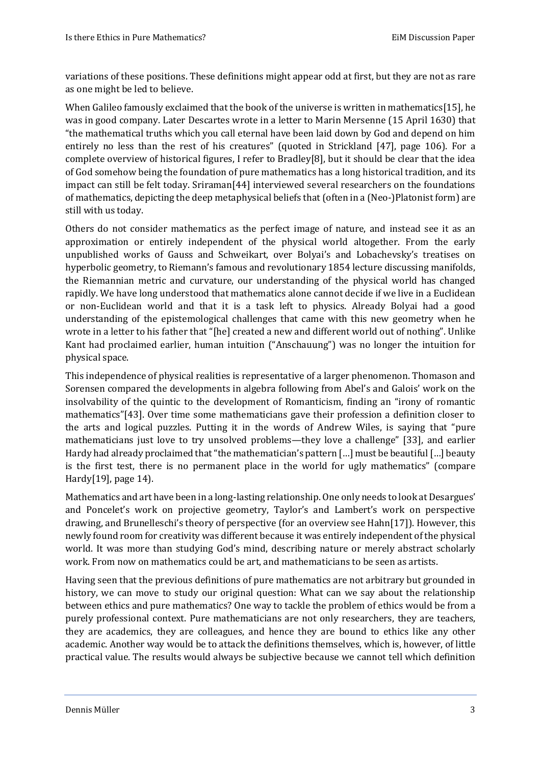variations of these positions. These definitions might appear odd at first, but they are not as rare as one might be led to believe.

When Galileo famously exclaimed that the book of the universe is written in mathematics[15], he was in good company. Later Descartes wrote in a letter to Marin Mersenne (15 April 1630) that "the mathematical truths which you call eternal have been laid down by God and depend on him entirely no less than the rest of his creatures" (quoted in Strickland [47], page 106). For a complete overview of historical figures, I refer to Bradley[8], but it should be clear that the idea of God somehow being the foundation of pure mathematics has a long historical tradition, and its impact can still be felt today. Sriraman[44] interviewed several researchers on the foundations of mathematics, depicting the deep metaphysical beliefs that (often in a (Neo-)Platonist form) are still with us today.

Others do not consider mathematics as the perfect image of nature, and instead see it as an approximation or entirely independent of the physical world altogether. From the early unpublished works of Gauss and Schweikart, over Bolyai's and Lobachevsky's treatises on hyperbolic geometry, to Riemann's famous and revolutionary 1854 lecture discussing manifolds, the Riemannian metric and curvature, our understanding of the physical world has changed rapidly. We have long understood that mathematics alone cannot decide if we live in a Euclidean or non-Euclidean world and that it is a task left to physics. Already Bolyai had a good understanding of the epistemological challenges that came with this new geometry when he wrote in a letter to his father that "[he] created a new and different world out of nothing". Unlike Kant had proclaimed earlier, human intuition ("Anschauung") was no longer the intuition for physical space.

This independence of physical realities is representative of a larger phenomenon. Thomason and Sorensen compared the developments in algebra following from Abel's and Galois' work on the insolvability of the quintic to the development of Romanticism, finding an "irony of romantic mathematics"[43]. Over time some mathematicians gave their profession a definition closer to the arts and logical puzzles. Putting it in the words of Andrew Wiles, is saying that "pure mathematicians just love to try unsolved problems—they love a challenge" [33], and earlier Hardy had already proclaimed that "the mathematician's pattern […] must be beautiful […] beauty is the first test, there is no permanent place in the world for ugly mathematics" (compare Hardy[19], page 14).

Mathematics and art have been in a long-lasting relationship. One only needs to look at Desargues' and Poncelet's work on projective geometry, Taylor's and Lambert's work on perspective drawing, and Brunelleschi's theory of perspective (for an overview see Hahn[17]). However, this newly found room for creativity was different because it was entirely independent of the physical world. It was more than studying God's mind, describing nature or merely abstract scholarly work. From now on mathematics could be art, and mathematicians to be seen as artists.

Having seen that the previous definitions of pure mathematics are not arbitrary but grounded in history, we can move to study our original question: What can we say about the relationship between ethics and pure mathematics? One way to tackle the problem of ethics would be from a purely professional context. Pure mathematicians are not only researchers, they are teachers, they are academics, they are colleagues, and hence they are bound to ethics like any other academic. Another way would be to attack the definitions themselves, which is, however, of little practical value. The results would always be subjective because we cannot tell which definition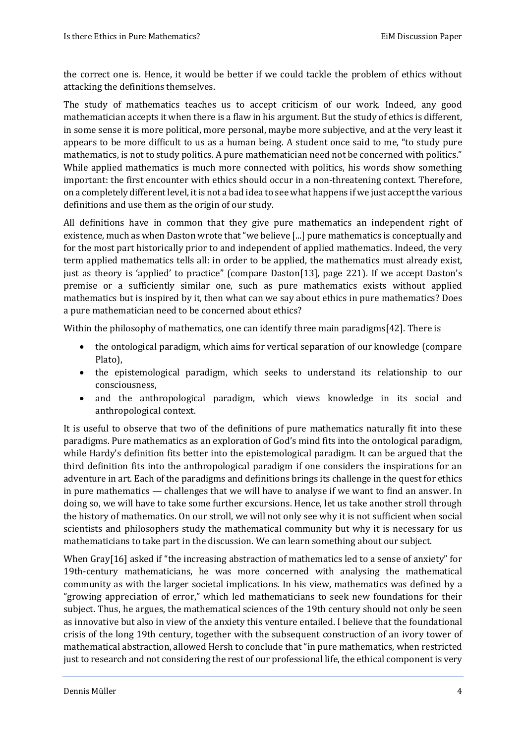the correct one is. Hence, it would be better if we could tackle the problem of ethics without attacking the definitions themselves.

The study of mathematics teaches us to accept criticism of our work. Indeed, any good mathematician accepts it when there is a flaw in his argument. But the study of ethics is different, in some sense it is more political, more personal, maybe more subjective, and at the very least it appears to be more difficult to us as a human being. A student once said to me, "to study pure mathematics, is not to study politics. A pure mathematician need not be concerned with politics." While applied mathematics is much more connected with politics, his words show something important: the first encounter with ethics should occur in a non-threatening context. Therefore, on a completely different level, it is not a bad idea to see what happens if we just accept the various definitions and use them as the origin of our study.

All definitions have in common that they give pure mathematics an independent right of existence, much as when Daston wrote that "we believe [...] pure mathematics is conceptually and for the most part historically prior to and independent of applied mathematics. Indeed, the very term applied mathematics tells all: in order to be applied, the mathematics must already exist, just as theory is 'applied' to practice" (compare Daston[13], page 221). If we accept Daston's premise or a sufficiently similar one, such as pure mathematics exists without applied mathematics but is inspired by it, then what can we say about ethics in pure mathematics? Does a pure mathematician need to be concerned about ethics?

Within the philosophy of mathematics, one can identify three main paradigms[42]. There is

- the ontological paradigm, which aims for vertical separation of our knowledge (compare Plato),
- the epistemological paradigm, which seeks to understand its relationship to our consciousness,
- and the anthropological paradigm, which views knowledge in its social and anthropological context.

It is useful to observe that two of the definitions of pure mathematics naturally fit into these paradigms. Pure mathematics as an exploration of God's mind fits into the ontological paradigm, while Hardy's definition fits better into the epistemological paradigm. It can be argued that the third definition fits into the anthropological paradigm if one considers the inspirations for an adventure in art. Each of the paradigms and definitions brings its challenge in the quest for ethics in pure mathematics — challenges that we will have to analyse if we want to find an answer. In doing so, we will have to take some further excursions. Hence, let us take another stroll through the history of mathematics. On our stroll, we will not only see why it is not sufficient when social scientists and philosophers study the mathematical community but why it is necessary for us mathematicians to take part in the discussion. We can learn something about our subject.

When Gray[16] asked if "the increasing abstraction of mathematics led to a sense of anxiety" for 19th-century mathematicians, he was more concerned with analysing the mathematical community as with the larger societal implications. In his view, mathematics was defined by a "growing appreciation of error," which led mathematicians to seek new foundations for their subject. Thus, he argues, the mathematical sciences of the 19th century should not only be seen as innovative but also in view of the anxiety this venture entailed. I believe that the foundational crisis of the long 19th century, together with the subsequent construction of an ivory tower of mathematical abstraction, allowed Hersh to conclude that "in pure mathematics, when restricted just to research and not considering the rest of our professional life, the ethical component is very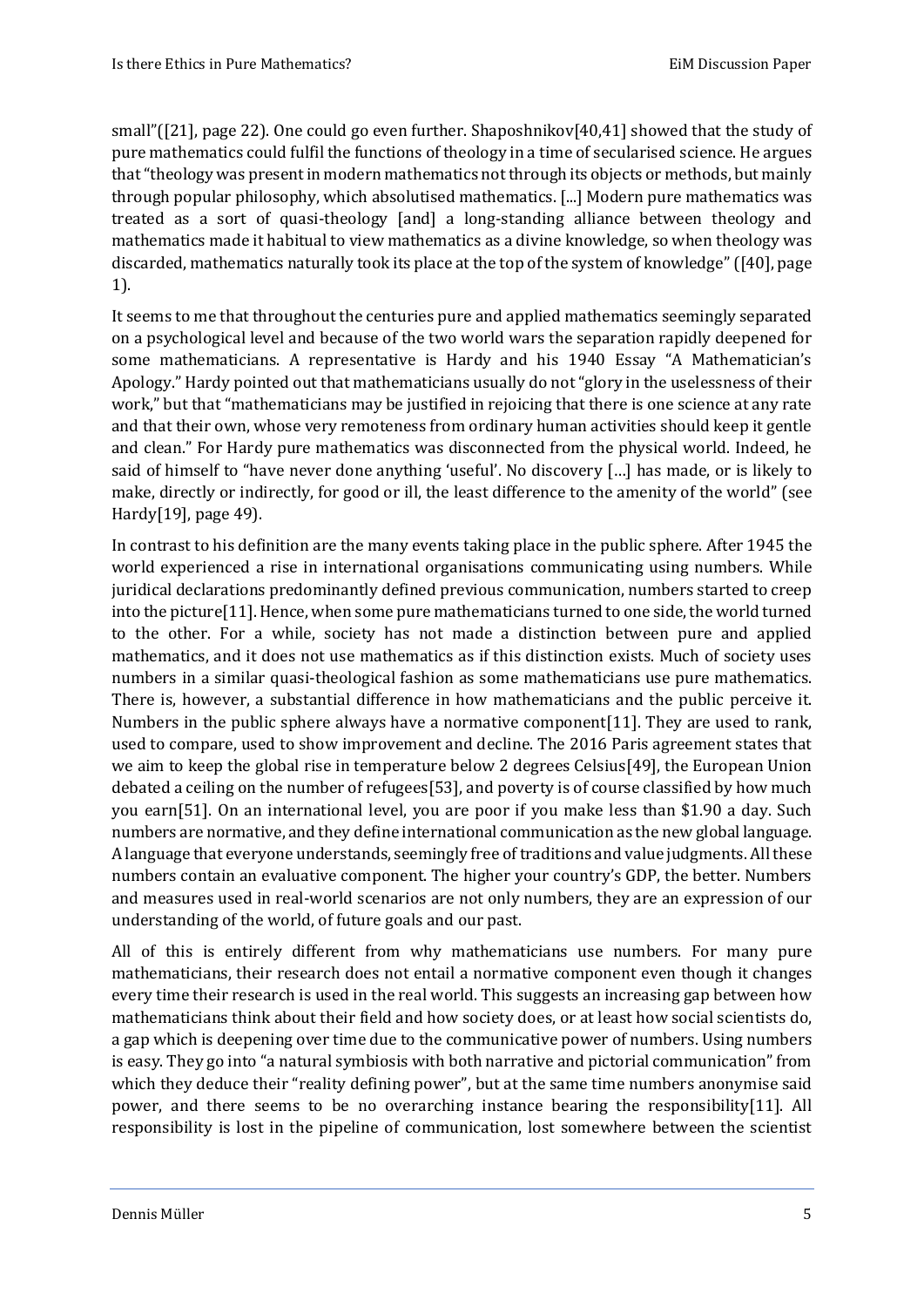small"([21], page 22). One could go even further. Shaposhnikov[40,41] showed that the study of pure mathematics could fulfil the functions of theology in a time of secularised science. He argues that "theology was present in modern mathematics not through its objects or methods, but mainly through popular philosophy, which absolutised mathematics. [...] Modern pure mathematics was treated as a sort of quasi-theology [and] a long-standing alliance between theology and mathematics made it habitual to view mathematics as a divine knowledge, so when theology was discarded, mathematics naturally took its place at the top of the system of knowledge" ([40], page 1).

It seems to me that throughout the centuries pure and applied mathematics seemingly separated on a psychological level and because of the two world wars the separation rapidly deepened for some mathematicians. A representative is Hardy and his 1940 Essay "A Mathematician's Apology." Hardy pointed out that mathematicians usually do not "glory in the uselessness of their work," but that "mathematicians may be justified in rejoicing that there is one science at any rate and that their own, whose very remoteness from ordinary human activities should keep it gentle and clean." For Hardy pure mathematics was disconnected from the physical world. Indeed, he said of himself to "have never done anything 'useful'. No discovery […] has made, or is likely to make, directly or indirectly, for good or ill, the least difference to the amenity of the world" (see Hardy[19], page 49).

In contrast to his definition are the many events taking place in the public sphere. After 1945 the world experienced a rise in international organisations communicating using numbers. While juridical declarations predominantly defined previous communication, numbers started to creep into the picture[11]. Hence, when some pure mathematicians turned to one side, the world turned to the other. For a while, society has not made a distinction between pure and applied mathematics, and it does not use mathematics as if this distinction exists. Much of society uses numbers in a similar quasi-theological fashion as some mathematicians use pure mathematics. There is, however, a substantial difference in how mathematicians and the public perceive it. Numbers in the public sphere always have a normative component[11]. They are used to rank, used to compare, used to show improvement and decline. The 2016 Paris agreement states that we aim to keep the global rise in temperature below 2 degrees Celsius[49], the European Union debated a ceiling on the number of refugees[53], and poverty is of course classified by how much you earn[51]. On an international level, you are poor if you make less than $1.90 a day. Such numbers are normative, and they define international communication as the new global language. A language that everyone understands, seemingly free of traditions and value judgments. All these numbers contain an evaluative component. The higher your country's GDP, the better. Numbers and measures used in real-world scenarios are not only numbers, they are an expression of our understanding of the world, of future goals and our past.

All of this is entirely different from why mathematicians use numbers. For many pure mathematicians, their research does not entail a normative component even though it changes every time their research is used in the real world. This suggests an increasing gap between how mathematicians think about their field and how society does, or at least how social scientists do, a gap which is deepening over time due to the communicative power of numbers. Using numbers is easy. They go into "a natural symbiosis with both narrative and pictorial communication" from which they deduce their "reality defining power", but at the same time numbers anonymise said power, and there seems to be no overarching instance bearing the responsibility[11]. All responsibility is lost in the pipeline of communication, lost somewhere between the scientist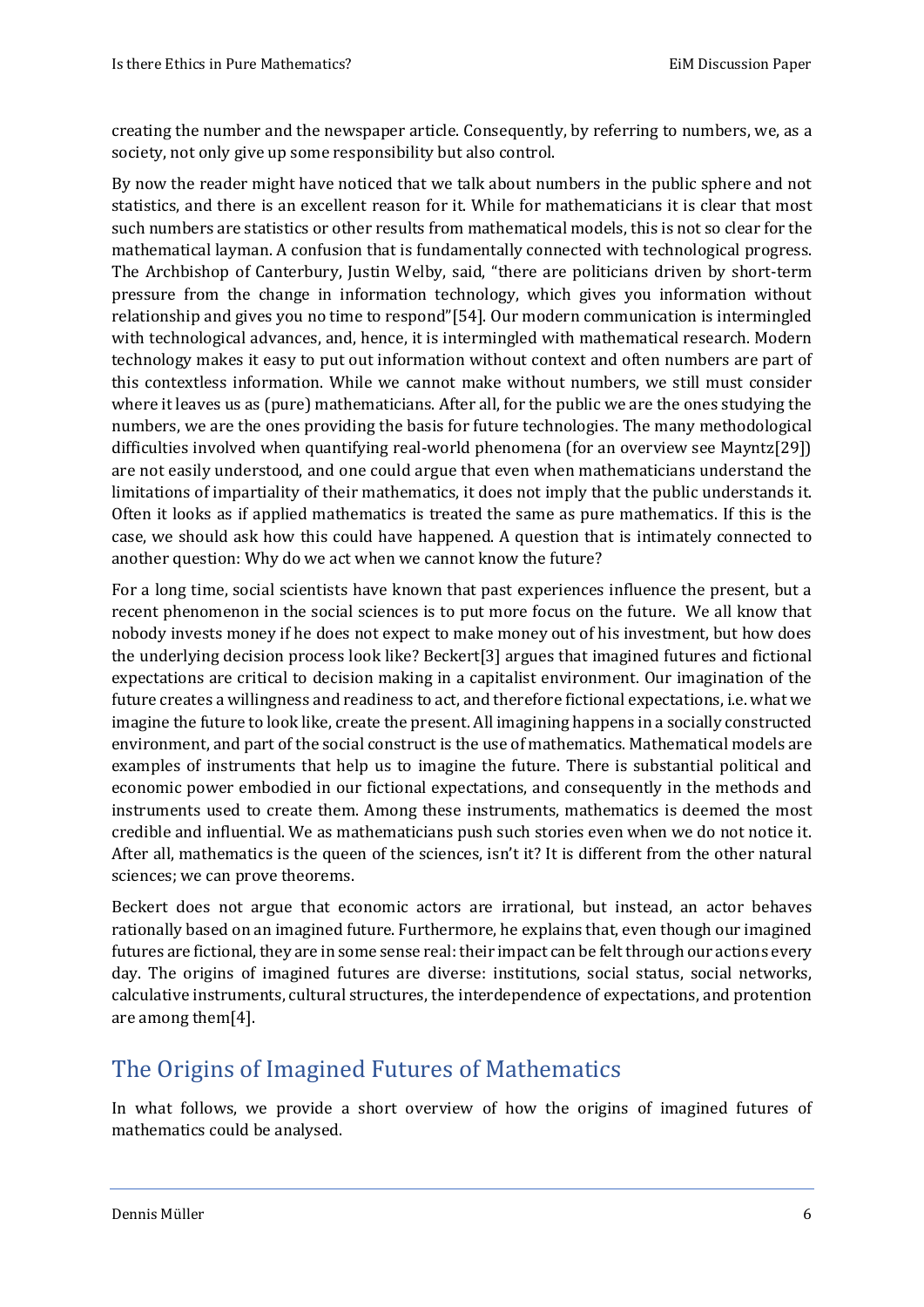creating the number and the newspaper article. Consequently, by referring to numbers, we, as a society, not only give up some responsibility but also control.

By now the reader might have noticed that we talk about numbers in the public sphere and not statistics, and there is an excellent reason for it. While for mathematicians it is clear that most such numbers are statistics or other results from mathematical models, this is not so clear for the mathematical layman. A confusion that is fundamentally connected with technological progress. The Archbishop of Canterbury, Justin Welby, said, "there are politicians driven by short-term pressure from the change in information technology, which gives you information without relationship and gives you no time to respond"[54]. Our modern communication is intermingled with technological advances, and, hence, it is intermingled with mathematical research. Modern technology makes it easy to put out information without context and often numbers are part of this contextless information. While we cannot make without numbers, we still must consider where it leaves us as (pure) mathematicians. After all, for the public we are the ones studying the numbers, we are the ones providing the basis for future technologies. The many methodological difficulties involved when quantifying real-world phenomena (for an overview see Mayntz[29]) are not easily understood, and one could argue that even when mathematicians understand the limitations of impartiality of their mathematics, it does not imply that the public understands it. Often it looks as if applied mathematics is treated the same as pure mathematics. If this is the case, we should ask how this could have happened. A question that is intimately connected to another question: Why do we act when we cannot know the future?

For a long time, social scientists have known that past experiences influence the present, but a recent phenomenon in the social sciences is to put more focus on the future. We all know that nobody invests money if he does not expect to make money out of his investment, but how does the underlying decision process look like? Beckert[3] argues that imagined futures and fictional expectations are critical to decision making in a capitalist environment. Our imagination of the future creates a willingness and readiness to act, and therefore fictional expectations, i.e. what we imagine the future to look like, create the present. All imagining happens in a socially constructed environment, and part of the social construct is the use of mathematics. Mathematical models are examples of instruments that help us to imagine the future. There is substantial political and economic power embodied in our fictional expectations, and consequently in the methods and instruments used to create them. Among these instruments, mathematics is deemed the most credible and influential. We as mathematicians push such stories even when we do not notice it. After all, mathematics is the queen of the sciences, isn't it? It is different from the other natural sciences; we can prove theorems.

Beckert does not argue that economic actors are irrational, but instead, an actor behaves rationally based on an imagined future. Furthermore, he explains that, even though our imagined futures are fictional, they are in some sense real: their impact can be felt through our actions every day. The origins of imagined futures are diverse: institutions, social status, social networks, calculative instruments, cultural structures, the interdependence of expectations, and protention are among them[4].

## The Origins of Imagined Futures of Mathematics

In what follows, we provide a short overview of how the origins of imagined futures of mathematics could be analysed.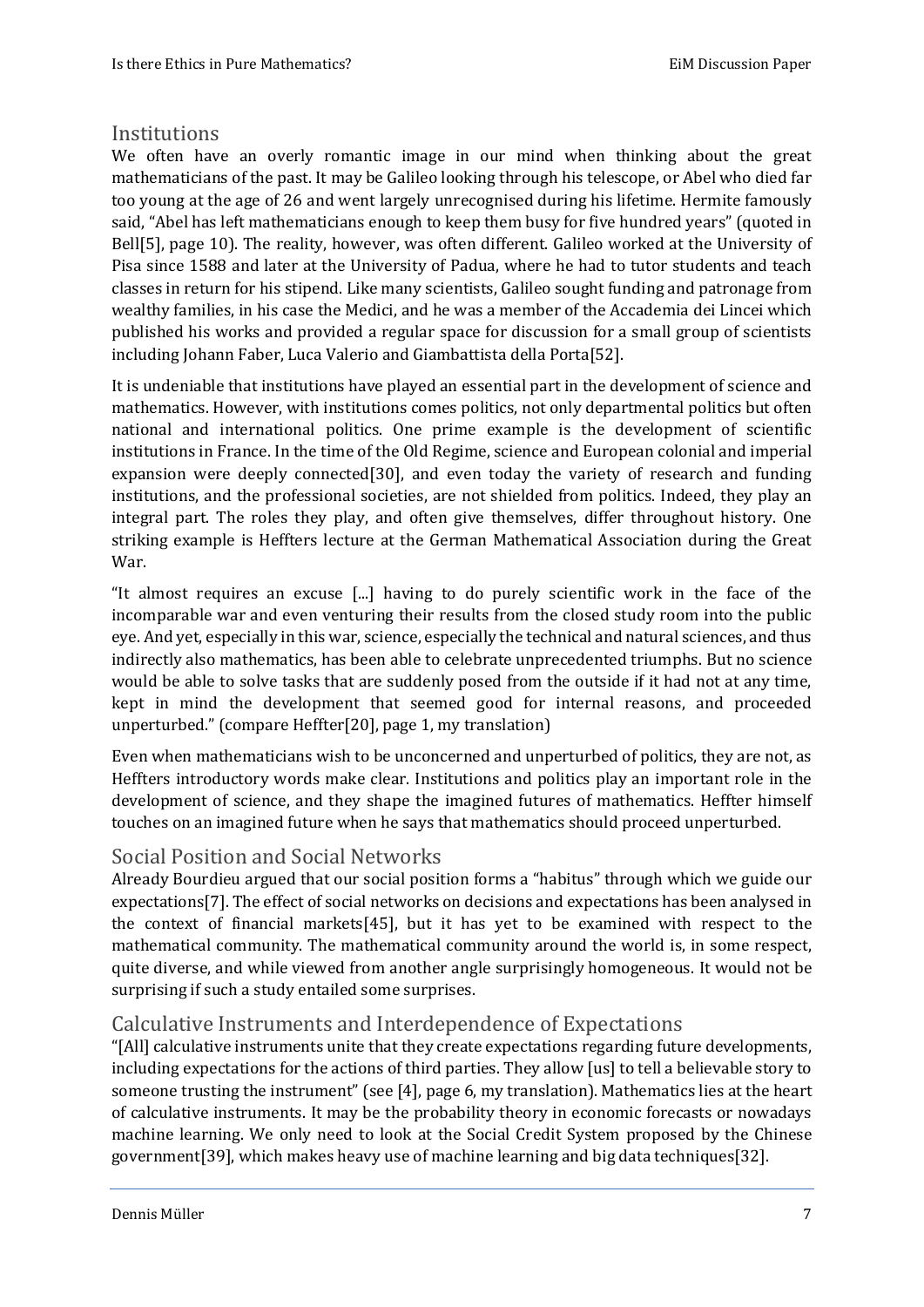## Institutions

We often have an overly romantic image in our mind when thinking about the great mathematicians of the past. It may be Galileo looking through his telescope, or Abel who died far too young at the age of 26 and went largely unrecognised during his lifetime. Hermite famously said, "Abel has left mathematicians enough to keep them busy for five hundred years" (quoted in Bell[5], page 10). The reality, however, was often different. Galileo worked at the University of Pisa since 1588 and later at the University of Padua, where he had to tutor students and teach classes in return for his stipend. Like many scientists, Galileo sought funding and patronage from wealthy families, in his case the Medici, and he was a member of the Accademia dei Lincei which published his works and provided a regular space for discussion for a small group of scientists including Johann Faber, Luca Valerio and Giambattista della Porta[52].

It is undeniable that institutions have played an essential part in the development of science and mathematics. However, with institutions comes politics, not only departmental politics but often national and international politics. One prime example is the development of scientific institutions in France. In the time of the Old Regime, science and European colonial and imperial expansion were deeply connected[30], and even today the variety of research and funding institutions, and the professional societies, are not shielded from politics. Indeed, they play an integral part. The roles they play, and often give themselves, differ throughout history. One striking example is Heffters lecture at the German Mathematical Association during the Great War.

"It almost requires an excuse [...] having to do purely scientific work in the face of the incomparable war and even venturing their results from the closed study room into the public eye. And yet, especially in this war, science, especially the technical and natural sciences, and thus indirectly also mathematics, has been able to celebrate unprecedented triumphs. But no science would be able to solve tasks that are suddenly posed from the outside if it had not at any time, kept in mind the development that seemed good for internal reasons, and proceeded unperturbed." (compare Heffter[20], page 1, my translation)

Even when mathematicians wish to be unconcerned and unperturbed of politics, they are not, as Heffters introductory words make clear. Institutions and politics play an important role in the development of science, and they shape the imagined futures of mathematics. Heffter himself touches on an imagined future when he says that mathematics should proceed unperturbed.

## Social Position and Social Networks

Already Bourdieu argued that our social position forms a "habitus" through which we guide our expectations[7]. The effect of social networks on decisions and expectations has been analysed in the context of financial markets[45], but it has yet to be examined with respect to the mathematical community. The mathematical community around the world is, in some respect, quite diverse, and while viewed from another angle surprisingly homogeneous. It would not be surprising if such a study entailed some surprises.

## Calculative Instruments and Interdependence of Expectations

"[All] calculative instruments unite that they create expectations regarding future developments, including expectations for the actions of third parties. They allow [us] to tell a believable story to someone trusting the instrument" (see [4], page 6, my translation). Mathematics lies at the heart of calculative instruments. It may be the probability theory in economic forecasts or nowadays machine learning. We only need to look at the Social Credit System proposed by the Chinese government[39], which makes heavy use of machine learning and big data techniques[32].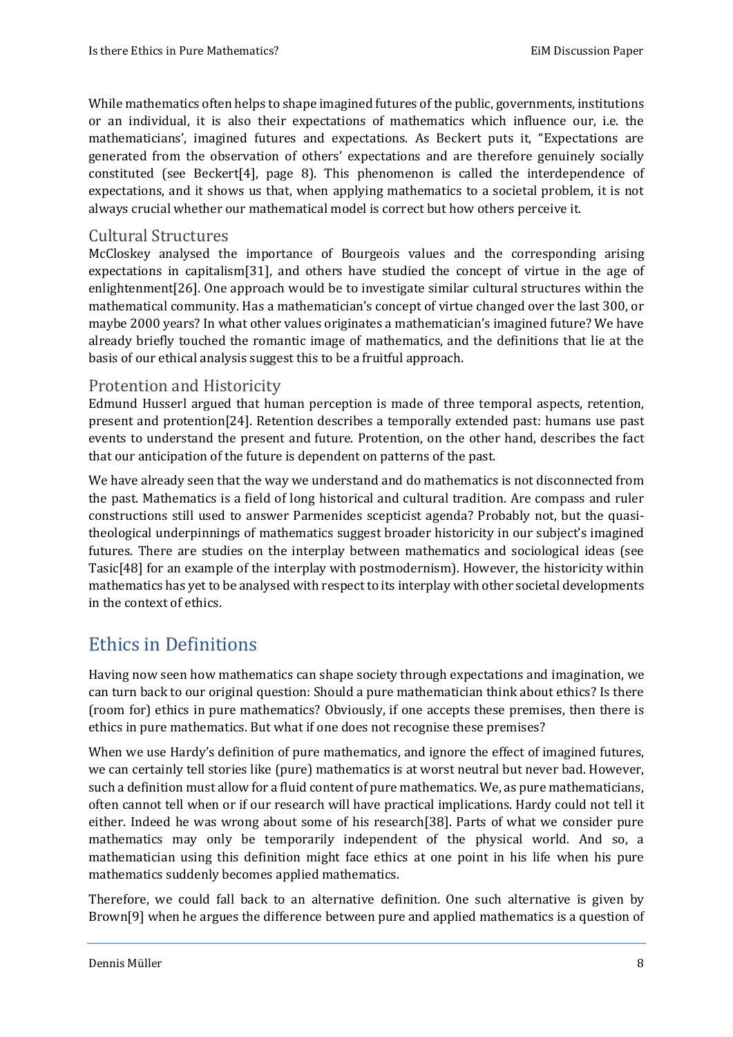While mathematics often helps to shape imagined futures of the public, governments, institutions or an individual, it is also their expectations of mathematics which influence our, i.e. the mathematicians', imagined futures and expectations. As Beckert puts it, "Expectations are generated from the observation of others' expectations and are therefore genuinely socially constituted (see Beckert[4], page 8). This phenomenon is called the interdependence of expectations, and it shows us that, when applying mathematics to a societal problem, it is not always crucial whether our mathematical model is correct but how others perceive it.

### Cultural Structures

McCloskey analysed the importance of Bourgeois values and the corresponding arising expectations in capitalism[31], and others have studied the concept of virtue in the age of enlightenment[26]. One approach would be to investigate similar cultural structures within the mathematical community. Has a mathematician's concept of virtue changed over the last 300, or maybe 2000 years? In what other values originates a mathematician's imagined future? We have already briefly touched the romantic image of mathematics, and the definitions that lie at the basis of our ethical analysis suggest this to be a fruitful approach.

### Protention and Historicity

Edmund Husserl argued that human perception is made of three temporal aspects, retention, present and protention[24]. Retention describes a temporally extended past: humans use past events to understand the present and future. Protention, on the other hand, describes the fact that our anticipation of the future is dependent on patterns of the past.

We have already seen that the way we understand and do mathematics is not disconnected from the past. Mathematics is a field of long historical and cultural tradition. Are compass and ruler constructions still used to answer Parmenides scepticist agenda? Probably not, but the quasi-theological underpinnings of mathematics suggest broader historicity in our subject's imagined futures. There are studies on the interplay between mathematics and sociological ideas (see Tasic[48] for an example of the interplay with postmodernism). However, the historicity within mathematics has yet to be analysed with respect to its interplay with other societal developments in the context of ethics.

## Ethics in Definitions

Having now seen how mathematics can shape society through expectations and imagination, we can turn back to our original question: Should a pure mathematician think about ethics? Is there (room for) ethics in pure mathematics? Obviously, if one accepts these premises, then there is ethics in pure mathematics. But what if one does not recognise these premises?

When we use Hardy's definition of pure mathematics, and ignore the effect of imagined futures, we can certainly tell stories like (pure) mathematics is at worst neutral but never bad. However, such a definition must allow for a fluid content of pure mathematics. We, as pure mathematicians, often cannot tell when or if our research will have practical implications. Hardy could not tell it either. Indeed he was wrong about some of his research[38]. Parts of what we consider pure mathematics may only be temporarily independent of the physical world. And so, a mathematician using this definition might face ethics at one point in his life when his pure mathematics suddenly becomes applied mathematics.

Therefore, we could fall back to an alternative definition. One such alternative is given by Brown[9] when he argues the difference between pure and applied mathematics is a question of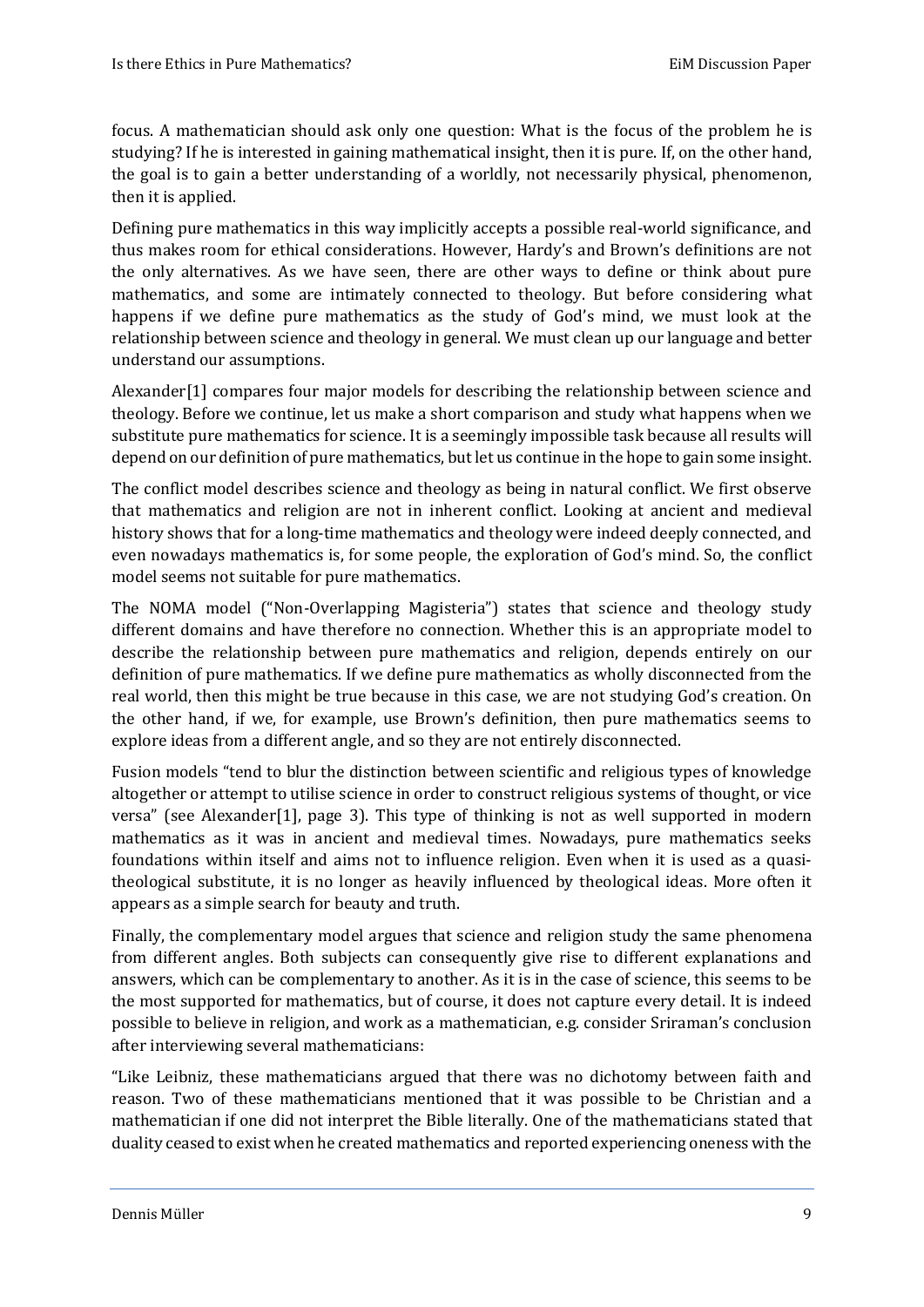focus. A mathematician should ask only one question: What is the focus of the problem he is studying? If he is interested in gaining mathematical insight, then it is pure. If, on the other hand, the goal is to gain a better understanding of a worldly, not necessarily physical, phenomenon, then it is applied.

Defining pure mathematics in this way implicitly accepts a possible real-world significance, and thus makes room for ethical considerations. However, Hardy's and Brown's definitions are not the only alternatives. As we have seen, there are other ways to define or think about pure mathematics, and some are intimately connected to theology. But before considering what happens if we define pure mathematics as the study of God's mind, we must look at the relationship between science and theology in general. We must clean up our language and better understand our assumptions.

Alexander[1] compares four major models for describing the relationship between science and theology. Before we continue, let us make a short comparison and study what happens when we substitute pure mathematics for science. It is a seemingly impossible task because all results will depend on our definition of pure mathematics, but let us continue in the hope to gain some insight.

The conflict model describes science and theology as being in natural conflict. We first observe that mathematics and religion are not in inherent conflict. Looking at ancient and medieval history shows that for a long-time mathematics and theology were indeed deeply connected, and even nowadays mathematics is, for some people, the exploration of God's mind. So, the conflict model seems not suitable for pure mathematics.

The NOMA model ("Non-Overlapping Magisteria") states that science and theology study different domains and have therefore no connection. Whether this is an appropriate model to describe the relationship between pure mathematics and religion, depends entirely on our definition of pure mathematics. If we define pure mathematics as wholly disconnected from the real world, then this might be true because in this case, we are not studying God's creation. On the other hand, if we, for example, use Brown's definition, then pure mathematics seems to explore ideas from a different angle, and so they are not entirely disconnected.

Fusion models "tend to blur the distinction between scientific and religious types of knowledge altogether or attempt to utilise science in order to construct religious systems of thought, or vice versa" (see Alexander[1], page 3). This type of thinking is not as well supported in modern mathematics as it was in ancient and medieval times. Nowadays, pure mathematics seeks foundations within itself and aims not to influence religion. Even when it is used as a quasi-theological substitute, it is no longer as heavily influenced by theological ideas. More often it appears as a simple search for beauty and truth.

Finally, the complementary model argues that science and religion study the same phenomena from different angles. Both subjects can consequently give rise to different explanations and answers, which can be complementary to another. As it is in the case of science, this seems to be the most supported for mathematics, but of course, it does not capture every detail. It is indeed possible to believe in religion, and work as a mathematician, e.g. consider Sriraman's conclusion after interviewing several mathematicians:

"Like Leibniz, these mathematicians argued that there was no dichotomy between faith and reason. Two of these mathematicians mentioned that it was possible to be Christian and a mathematician if one did not interpret the Bible literally. One of the mathematicians stated that duality ceased to exist when he created mathematics and reported experiencing oneness with the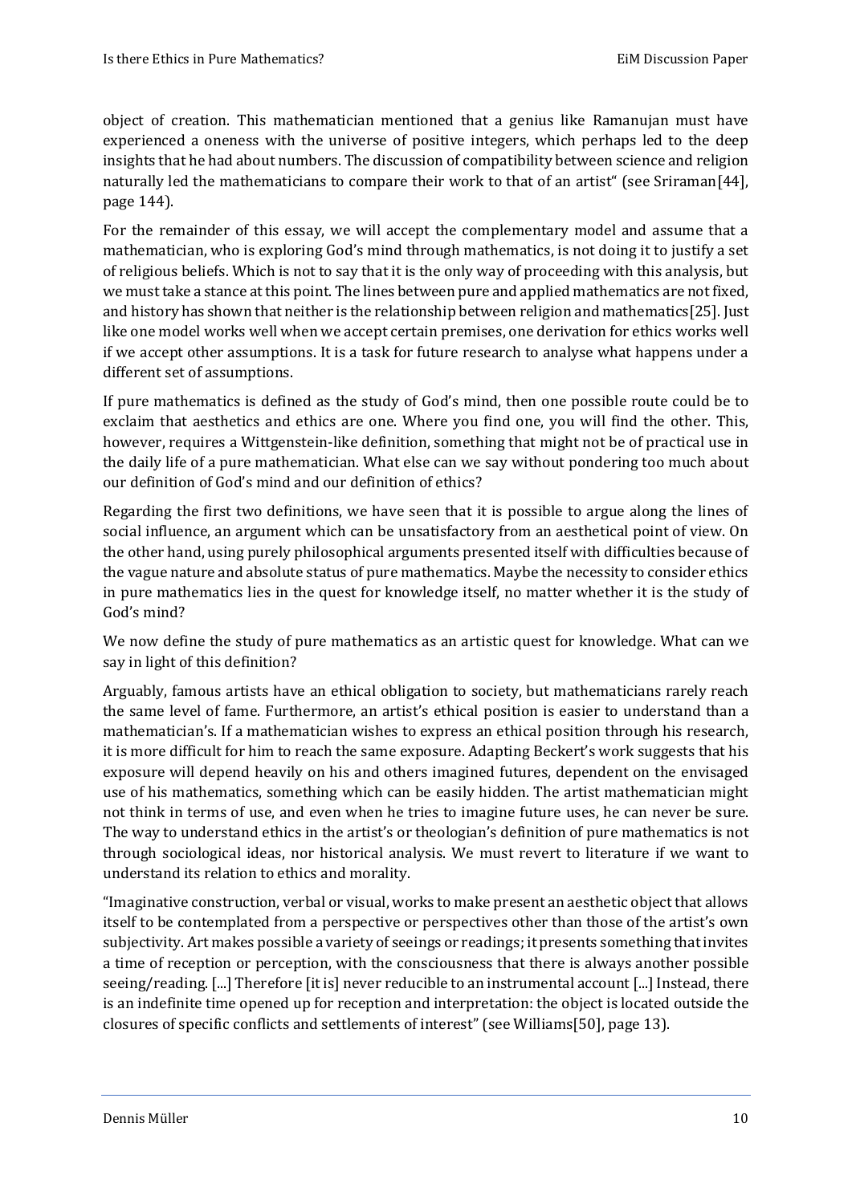object of creation. This mathematician mentioned that a genius like Ramanujan must have experienced a oneness with the universe of positive integers, which perhaps led to the deep insights that he had about numbers. The discussion of compatibility between science and religion naturally led the mathematicians to compare their work to that of an artist" (see Sriraman[44], page 144).

For the remainder of this essay, we will accept the complementary model and assume that a mathematician, who is exploring God's mind through mathematics, is not doing it to justify a set of religious beliefs. Which is not to say that it is the only way of proceeding with this analysis, but we must take a stance at this point. The lines between pure and applied mathematics are not fixed, and history has shown that neither is the relationship between religion and mathematics[25]. Just like one model works well when we accept certain premises, one derivation for ethics works well if we accept other assumptions. It is a task for future research to analyse what happens under a different set of assumptions.

If pure mathematics is defined as the study of God's mind, then one possible route could be to exclaim that aesthetics and ethics are one. Where you find one, you will find the other. This, however, requires a Wittgenstein-like definition, something that might not be of practical use in the daily life of a pure mathematician. What else can we say without pondering too much about our definition of God's mind and our definition of ethics?

Regarding the first two definitions, we have seen that it is possible to argue along the lines of social influence, an argument which can be unsatisfactory from an aesthetical point of view. On the other hand, using purely philosophical arguments presented itself with difficulties because of the vague nature and absolute status of pure mathematics. Maybe the necessity to consider ethics in pure mathematics lies in the quest for knowledge itself, no matter whether it is the study of God's mind?

We now define the study of pure mathematics as an artistic quest for knowledge. What can we say in light of this definition?

Arguably, famous artists have an ethical obligation to society, but mathematicians rarely reach the same level of fame. Furthermore, an artist's ethical position is easier to understand than a mathematician's. If a mathematician wishes to express an ethical position through his research, it is more difficult for him to reach the same exposure. Adapting Beckert's work suggests that his exposure will depend heavily on his and others imagined futures, dependent on the envisaged use of his mathematics, something which can be easily hidden. The artist mathematician might not think in terms of use, and even when he tries to imagine future uses, he can never be sure. The way to understand ethics in the artist's or theologian's definition of pure mathematics is not through sociological ideas, nor historical analysis. We must revert to literature if we want to understand its relation to ethics and morality.

"Imaginative construction, verbal or visual, works to make present an aesthetic object that allows itself to be contemplated from a perspective or perspectives other than those of the artist's own subjectivity. Art makes possible a variety of seeings or readings; it presents something that invites a time of reception or perception, with the consciousness that there is always another possible seeing/reading. [...] Therefore [it is] never reducible to an instrumental account [...] Instead, there is an indefinite time opened up for reception and interpretation: the object is located outside the closures of specific conflicts and settlements of interest" (see Williams[50], page 13).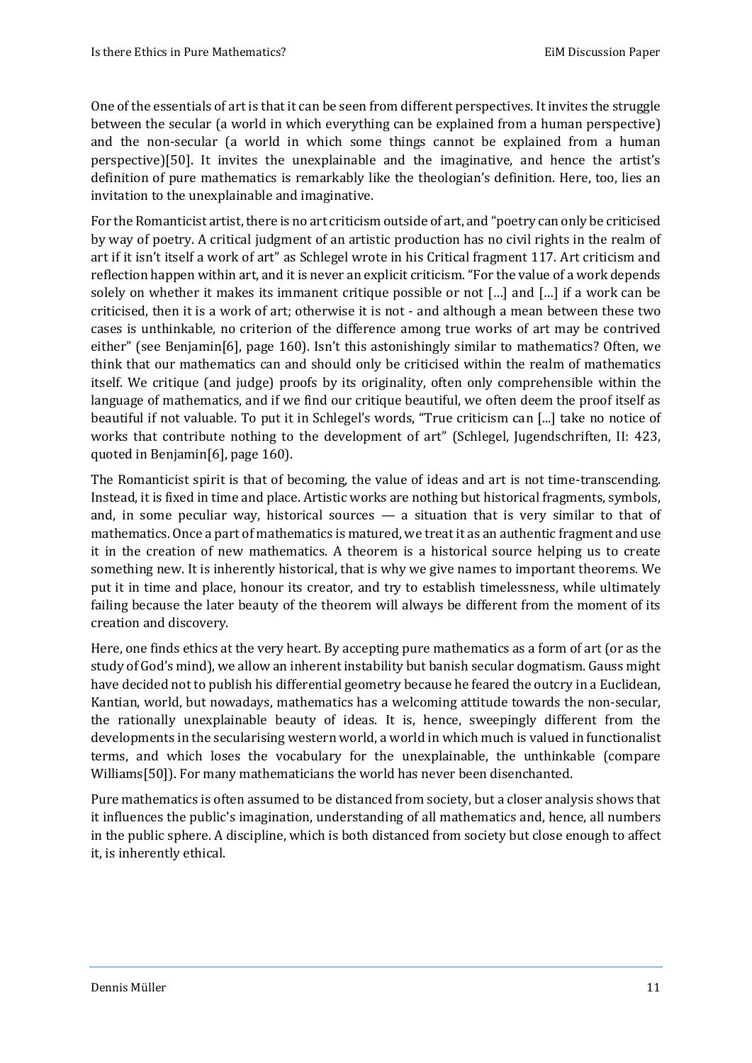One of the essentials of art is that it can be seen from different perspectives. It invites the struggle between the secular (a world in which everything can be explained from a human perspective) and the non-secular (a world in which some things cannot be explained from a human perspective)[50]. It invites the unexplainable and the imaginative, and hence the artist's definition of pure mathematics is remarkably like the theologian's definition. Here, too, lies an invitation to the unexplainable and imaginative.

For the Romanticist artist, there is no art criticism outside of art, and "poetry can only be criticised by way of poetry. A critical judgment of an artistic production has no civil rights in the realm of art if it isn't itself a work of art" as Schlegel wrote in his Critical fragment 117. Art criticism and reflection happen within art, and it is never an explicit criticism. "For the value of a work depends solely on whether it makes its immanent critique possible or not […] and […] if a work can be criticised, then it is a work of art; otherwise it is not - and although a mean between these two cases is unthinkable, no criterion of the difference among true works of art may be contrived either" (see Benjamin[6], page 160). Isn't this astonishingly similar to mathematics? Often, we think that our mathematics can and should only be criticised within the realm of mathematics itself. We critique (and judge) proofs by its originality, often only comprehensible within the language of mathematics, and if we find our critique beautiful, we often deem the proof itself as beautiful if not valuable. To put it in Schlegel's words, "True criticism can [...] take no notice of works that contribute nothing to the development of art" (Schlegel, Jugendschriften, II: 423, quoted in Benjamin[6], page 160).

The Romanticist spirit is that of becoming, the value of ideas and art is not time-transcending. Instead, it is fixed in time and place. Artistic works are nothing but historical fragments, symbols, and, in some peculiar way, historical sources — a situation that is very similar to that of mathematics. Once a part of mathematics is matured, we treat it as an authentic fragment and use it in the creation of new mathematics. A theorem is a historical source helping us to create something new. It is inherently historical, that is why we give names to important theorems. We put it in time and place, honour its creator, and try to establish timelessness, while ultimately failing because the later beauty of the theorem will always be different from the moment of its creation and discovery.

Here, one finds ethics at the very heart. By accepting pure mathematics as a form of art (or as the study of God's mind), we allow an inherent instability but banish secular dogmatism. Gauss might have decided not to publish his differential geometry because he feared the outcry in a Euclidean, Kantian, world, but nowadays, mathematics has a welcoming attitude towards the non-secular, the rationally unexplainable beauty of ideas. It is, hence, sweepingly different from the developments in the secularising western world, a world in which much is valued in functionalist terms, and which loses the vocabulary for the unexplainable, the unthinkable (compare Williams[50]). For many mathematicians the world has never been disenchanted.

Pure mathematics is often assumed to be distanced from society, but a closer analysis shows that it influences the public's imagination, understanding of all mathematics and, hence, all numbers in the public sphere. A discipline, which is both distanced from society but close enough to affect it, is inherently ethical.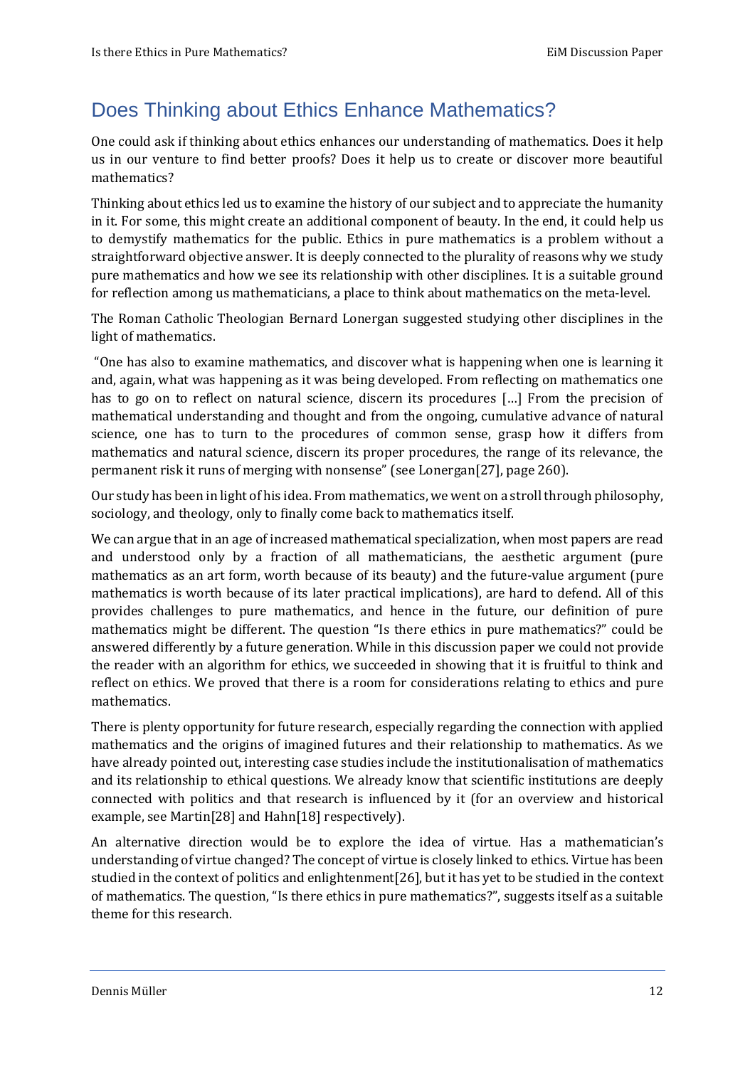## Does Thinking about Ethics Enhance Mathematics?

One could ask if thinking about ethics enhances our understanding of mathematics. Does it help us in our venture to find better proofs? Does it help us to create or discover more beautiful mathematics?

Thinking about ethics led us to examine the history of our subject and to appreciate the humanity in it. For some, this might create an additional component of beauty. In the end, it could help us to demystify mathematics for the public. Ethics in pure mathematics is a problem without a straightforward objective answer. It is deeply connected to the plurality of reasons why we study pure mathematics and how we see its relationship with other disciplines. It is a suitable ground for reflection among us mathematicians, a place to think about mathematics on the meta-level.

The Roman Catholic Theologian Bernard Lonergan suggested studying other disciplines in the light of mathematics.

"One has also to examine mathematics, and discover what is happening when one is learning it and, again, what was happening as it was being developed. From reflecting on mathematics one has to go on to reflect on natural science, discern its procedures […] From the precision of mathematical understanding and thought and from the ongoing, cumulative advance of natural science, one has to turn to the procedures of common sense, grasp how it differs from mathematics and natural science, discern its proper procedures, the range of its relevance, the permanent risk it runs of merging with nonsense" (see Lonergan[27], page 260).

Our study has been in light of his idea. From mathematics, we went on a stroll through philosophy, sociology, and theology, only to finally come back to mathematics itself.

We can argue that in an age of increased mathematical specialization, when most papers are read and understood only by a fraction of all mathematicians, the aesthetic argument (pure mathematics as an art form, worth because of its beauty) and the future-value argument (pure mathematics is worth because of its later practical implications), are hard to defend. All of this provides challenges to pure mathematics, and hence in the future, our definition of pure mathematics might be different. The question "Is there ethics in pure mathematics?" could be answered differently by a future generation. While in this discussion paper we could not provide the reader with an algorithm for ethics, we succeeded in showing that it is fruitful to think and reflect on ethics. We proved that there is a room for considerations relating to ethics and pure mathematics.

There is plenty opportunity for future research, especially regarding the connection with applied mathematics and the origins of imagined futures and their relationship to mathematics. As we have already pointed out, interesting case studies include the institutionalisation of mathematics and its relationship to ethical questions. We already know that scientific institutions are deeply connected with politics and that research is influenced by it (for an overview and historical example, see Martin[28] and Hahn[18] respectively).

An alternative direction would be to explore the idea of virtue. Has a mathematician's understanding of virtue changed? The concept of virtue is closely linked to ethics. Virtue has been studied in the context of politics and enlightenment[26], but it has yet to be studied in the context of mathematics. The question, "Is there ethics in pure mathematics?", suggests itself as a suitable theme for this research.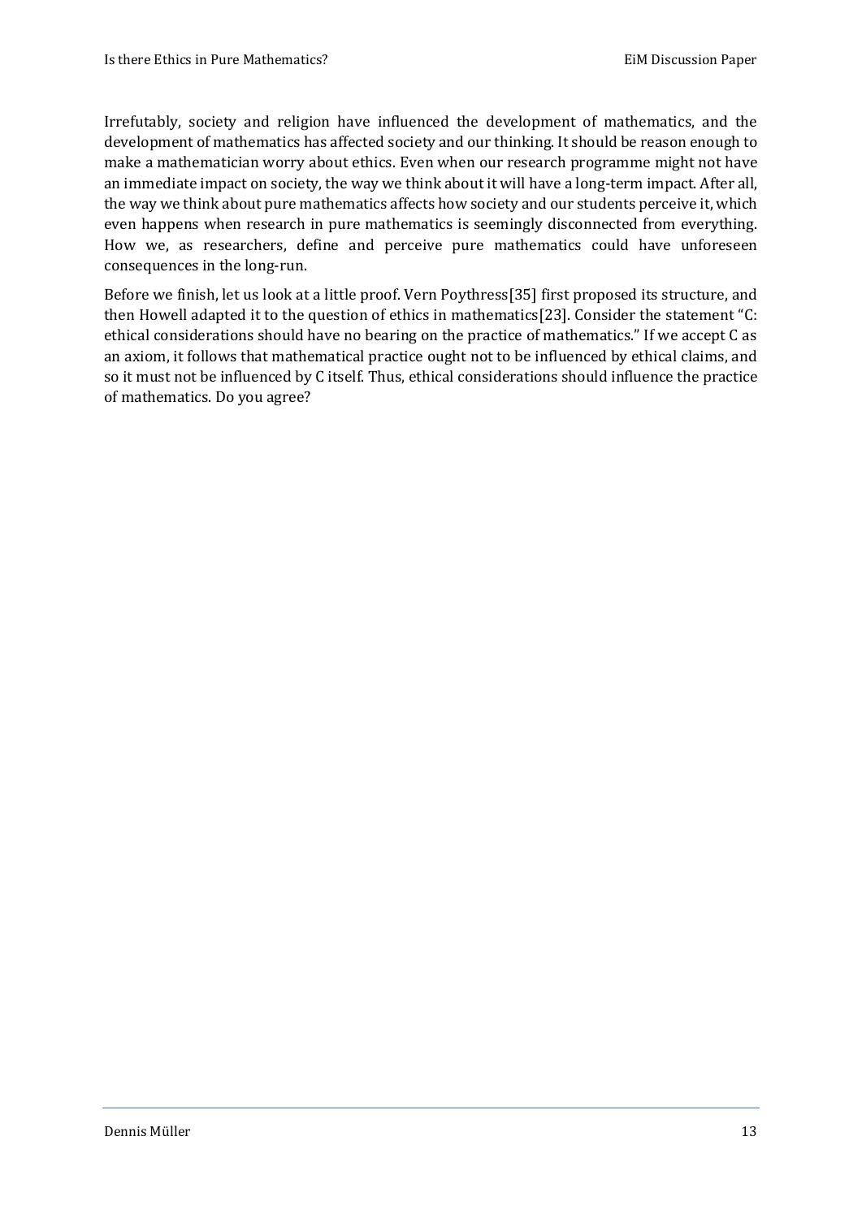Irrefutably, society and religion have influenced the development of mathematics, and the development of mathematics has affected society and our thinking. It should be reason enough to make a mathematician worry about ethics. Even when our research programme might not have an immediate impact on society, the way we think about it will have a long-term impact. After all, the way we think about pure mathematics affects how society and our students perceive it, which even happens when research in pure mathematics is seemingly disconnected from everything. How we, as researchers, define and perceive pure mathematics could have unforeseen consequences in the long-run.

Before we finish, let us look at a little proof. Vern Poythress[35] first proposed its structure, and then Howell adapted it to the question of ethics in mathematics[23]. Consider the statement "C: ethical considerations should have no bearing on the practice of mathematics." If we accept C as an axiom, it follows that mathematical practice ought not to be influenced by ethical claims, and so it must not be influenced by C itself. Thus, ethical considerations should influence the practice of mathematics. Do you agree?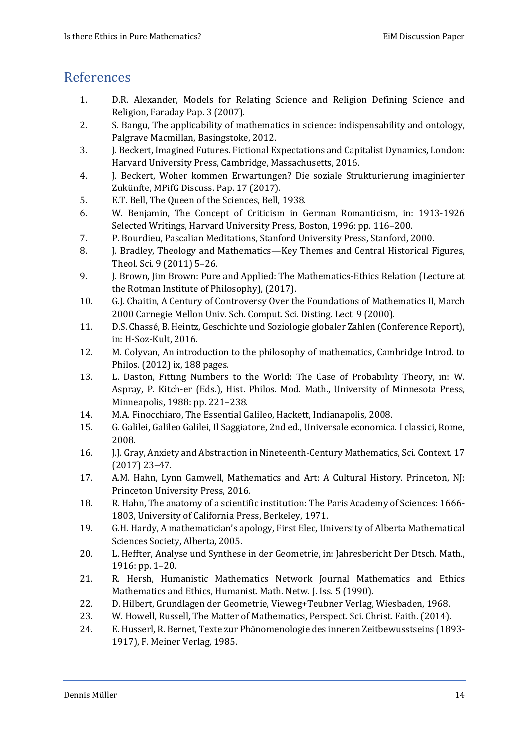## References

1. D.R. Alexander, Models for Relating Science and Religion Defining Science and Religion, Faraday Pap. 3 (2007).
2. S. Bangu, The applicability of mathematics in science: indispensability and ontology, Palgrave Macmillan, Basingstoke, 2012.
3. J. Beckert, Imagined Futures. Fictional Expectations and Capitalist Dynamics, London: Harvard University Press, Cambridge, Massachusetts, 2016.
4. J. Beckert, Woher kommen Erwartungen? Die soziale Strukturierung imaginierter Zukünfte, MPifG Discuss. Pap. 17 (2017).
5. E.T. Bell, The Queen of the Sciences, Bell, 1938.
6. W. Benjamin, The Concept of Criticism in German Romanticism, in: 1913-1926 Selected Writings, Harvard University Press, Boston, 1996: pp. 116–200.
7. P. Bourdieu, Pascalian Meditations, Stanford University Press, Stanford, 2000.
8. J. Bradley, Theology and Mathematics—Key Themes and Central Historical Figures, Theol. Sci. 9 (2011) 5–26.
9. J. Brown, Jim Brown: Pure and Applied: The Mathematics-Ethics Relation (Lecture at the Rotman Institute of Philosophy), (2017).
10. G.J. Chaitin, A Century of Controversy Over the Foundations of Mathematics II, March 2000 Carnegie Mellon Univ. Sch. Comput. Sci. Disting. Lect. 9 (2000).
11. D.S. Chassé, B. Heintz, Geschichte und Soziologie globaler Zahlen (Conference Report), in: H-Soz-Kult, 2016.
12. M. Colyvan, An introduction to the philosophy of mathematics, Cambridge Introd. to Philos. (2012) ix, 188 pages.
13. L. Daston, Fitting Numbers to the World: The Case of Probability Theory, in: W. Aspray, P. Kitch-er (Eds.), Hist. Philos. Mod. Math., University of Minnesota Press, Minneapolis, 1988: pp. 221–238.
14. M.A. Finocchiaro, The Essential Galileo, Hackett, Indianapolis, 2008.
15. G. Galilei, Galileo Galilei, Il Saggiatore, 2nd ed., Universale economica. I classici, Rome, 2008.
16. J.J. Gray, Anxiety and Abstraction in Nineteenth-Century Mathematics, Sci. Context. 17 (2017) 23–47.
17. A.M. Hahn, Lynn Gamwell, Mathematics and Art: A Cultural History. Princeton, NJ: Princeton University Press, 2016.
18. R. Hahn, The anatomy of a scientific institution: The Paris Academy of Sciences: 1666-1803, University of California Press, Berkeley, 1971.
19. G.H. Hardy, A mathematician's apology, First Elec, University of Alberta Mathematical Sciences Society, Alberta, 2005.
20. L. Heffter, Analyse und Synthese in der Geometrie, in: Jahresbericht Der Dtsch. Math., 1916: pp. 1–20.
21. R. Hersh, Humanistic Mathematics Network Journal Mathematics and Ethics Mathematics and Ethics, Humanist. Math. Netw. J. Iss. 5 (1990).
22. D. Hilbert, Grundlagen der Geometrie, Vieweg+Teubner Verlag, Wiesbaden, 1968.
23. W. Howell, Russell, The Matter of Mathematics, Perspect. Sci. Christ. Faith. (2014).
24. E. Husserl, R. Bernet, Texte zur Phänomenologie des inneren Zeitbewusstseins (1893-1917), F. Meiner Verlag, 1985.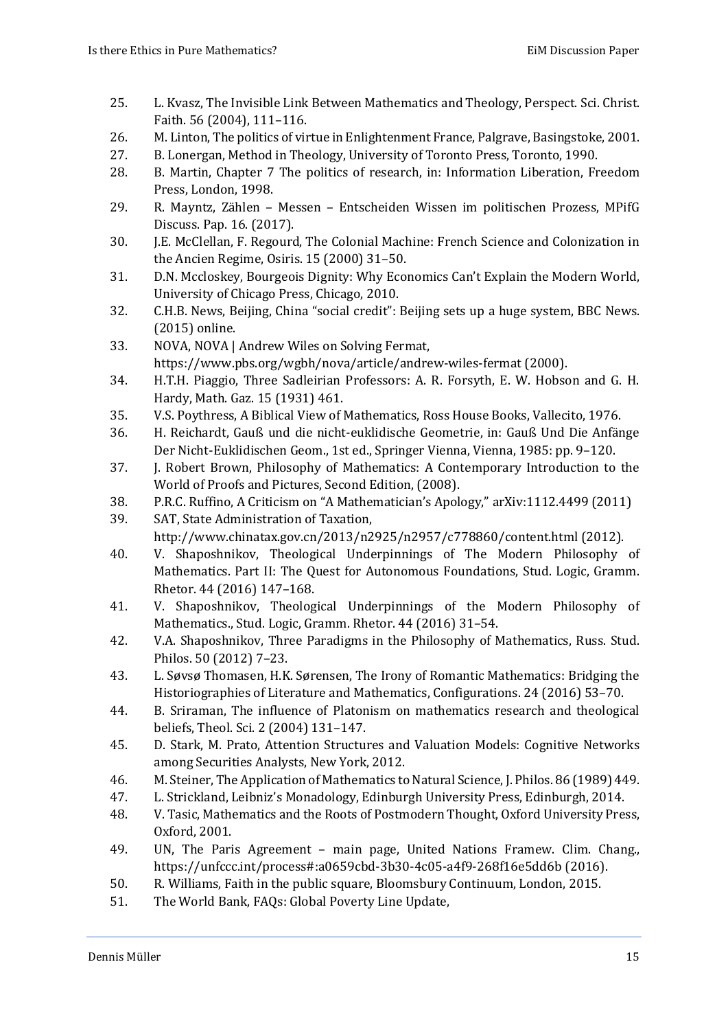25. L. Kvasz, The Invisible Link Between Mathematics and Theology, Perspect. Sci. Christ. Faith. 56 (2004), 111–116.
26. M. Linton, The politics of virtue in Enlightenment France, Palgrave, Basingstoke, 2001.
27. B. Lonergan, Method in Theology, University of Toronto Press, Toronto, 1990.
28. B. Martin, Chapter 7 The politics of research, in: Information Liberation, Freedom Press, London, 1998.
29. R. Mayntz, Zählen – Messen – Entscheiden Wissen im politischen Prozess, MPifG Discuss. Pap. 16. (2017).
30. J.E. McClellan, F. Regourd, The Colonial Machine: French Science and Colonization in the Ancien Regime, Osiris. 15 (2000) 31–50.
31. D.N. Mccloskey, Bourgeois Dignity: Why Economics Can't Explain the Modern World, University of Chicago Press, Chicago, 2010.
32. C.H.B. News, Beijing, China "social credit": Beijing sets up a huge system, BBC News. (2015) online.
33. NOVA, NOVA | Andrew Wiles on Solving Fermat, https://www.pbs.org/wgbh/nova/article/andrew-wiles-fermat (2000).
34. H.T.H. Piaggio, Three Sadleirian Professors: A. R. Forsyth, E. W. Hobson and G. H. Hardy, Math. Gaz. 15 (1931) 461.
35. V.S. Poythress, A Biblical View of Mathematics, Ross House Books, Vallecito, 1976.
36. H. Reichardt, Gauß und die nicht-euklidische Geometrie, in: Gauß Und Die Anfänge Der Nicht-Euklidischen Geom., 1st ed., Springer Vienna, Vienna, 1985: pp. 9–120.
37. J. Robert Brown, Philosophy of Mathematics: A Contemporary Introduction to the World of Proofs and Pictures, Second Edition, (2008).
38. P.R.C. Ruffino, A Criticism on "A Mathematician's Apology," arXiv:1112.4499 (2011)
39. SAT, State Administration of Taxation, http://www.chinatax.gov.cn/2013/n2925/n2957/c778860/content.html (2012).
40. V. Shaposhnikov, Theological Underpinnings of The Modern Philosophy of Mathematics. Part II: The Quest for Autonomous Foundations, Stud. Logic, Gramm. Rhetor. 44 (2016) 147–168.
41. V. Shaposhnikov, Theological Underpinnings of the Modern Philosophy of Mathematics., Stud. Logic, Gramm. Rhetor. 44 (2016) 31–54.
42. V.A. Shaposhnikov, Three Paradigms in the Philosophy of Mathematics, Russ. Stud. Philos. 50 (2012) 7–23.
43. L. Søvsø Thomasen, H.K. Sørensen, The Irony of Romantic Mathematics: Bridging the Historiographies of Literature and Mathematics, Configurations. 24 (2016) 53–70.
44. B. Sriraman, The influence of Platonism on mathematics research and theological beliefs, Theol. Sci. 2 (2004) 131–147.
45. D. Stark, M. Prato, Attention Structures and Valuation Models: Cognitive Networks among Securities Analysts, New York, 2012.
46. M. Steiner, The Application of Mathematics to Natural Science, J. Philos. 86 (1989) 449.
47. L. Strickland, Leibniz's Monadology, Edinburgh University Press, Edinburgh, 2014.
48. V. Tasic, Mathematics and the Roots of Postmodern Thought, Oxford University Press, Oxford, 2001.
49. UN, The Paris Agreement – main page, United Nations Framew. Clim. Chang., https://unfccc.int/process#:a0659cbd-3b30-4c05-a4f9-268f16e5dd6b (2016).
50. R. Williams, Faith in the public square, Bloomsbury Continuum, London, 2015.
51. The World Bank, FAQs: Global Poverty Line Update,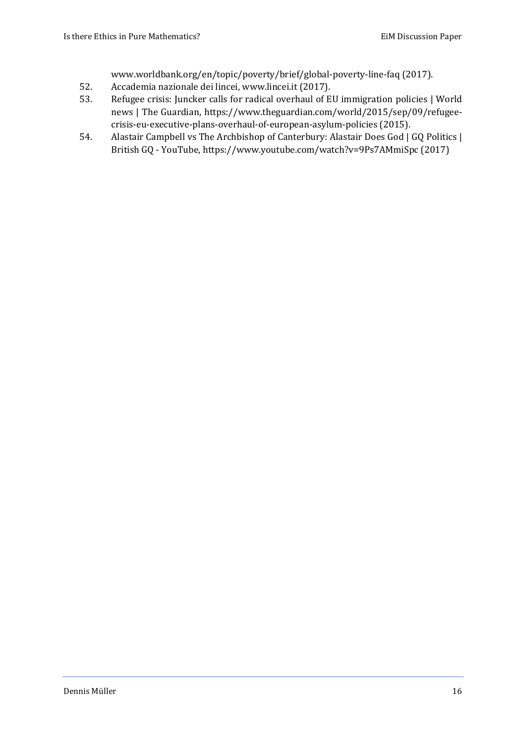www.worldbank.org/en/topic/poverty/brief/global-poverty-line-faq (2017).

52. Accademia nazionale dei lincei, www.lincei.it (2017).
53. Refugee crisis: Juncker calls for radical overhaul of EU immigration policies | World news | The Guardian, https://www.theguardian.com/world/2015/sep/09/refugee-crisis-eu-executive-plans-overhaul-of-european-asylum-policies (2015).
54. Alastair Campbell vs The Archbishop of Canterbury: Alastair Does God | GQ Politics | British GQ - YouTube, https://www.youtube.com/watch?v=9Ps7AMmiSpc (2017)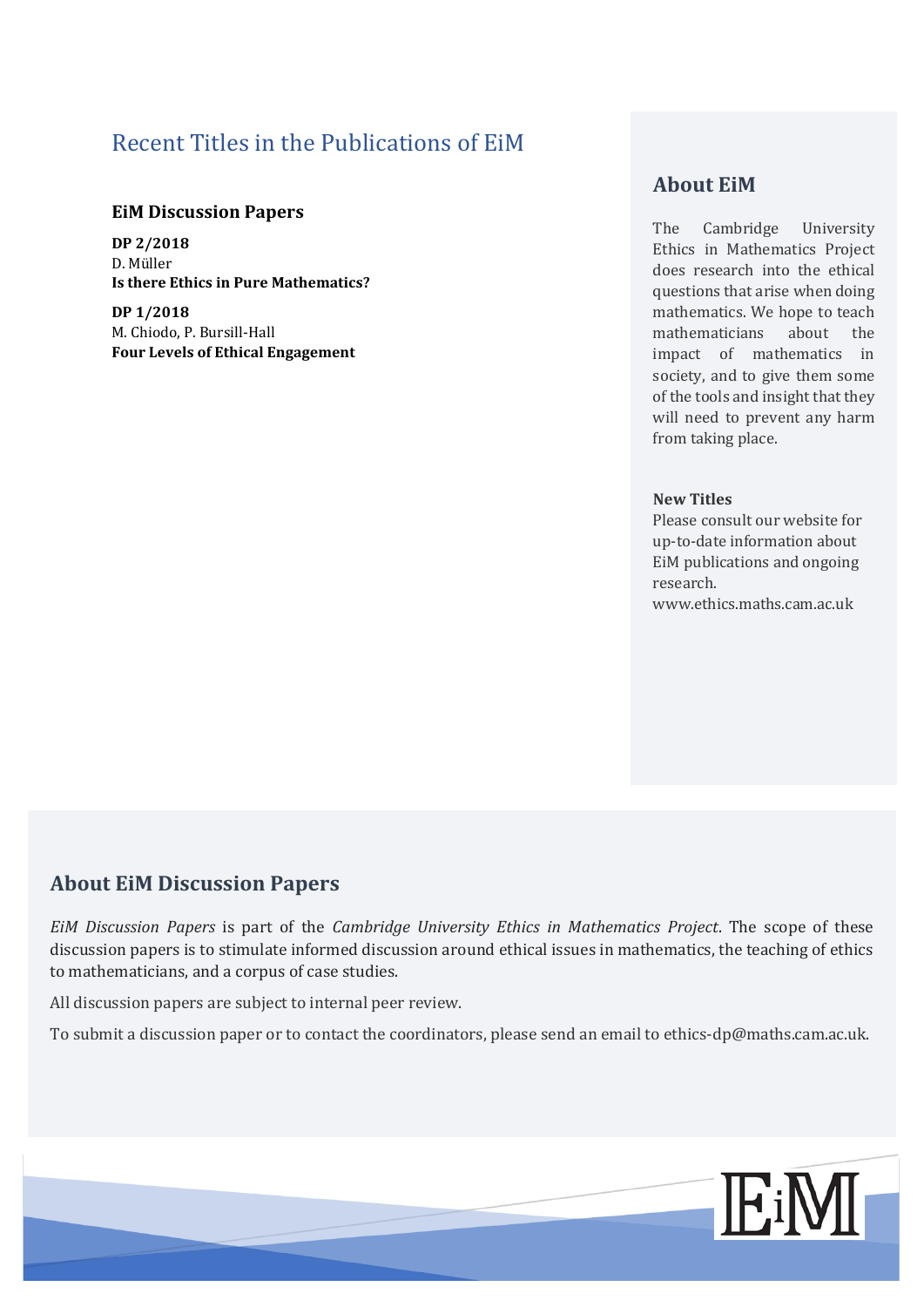## Recent Titles in the Publications of EiM

### EiM Discussion Papers

**DP 2/2018**
D. Müller
**Is there Ethics in Pure Mathematics?**

**DP 1/2018**
M. Chiodo, P. Bursill-Hall
**Four Levels of Ethical Engagement**

## About EiM

The Cambridge University Ethics in Mathematics Project does research into the ethical questions that arise when doing mathematics. We hope to teach mathematicians about the impact of mathematics in society, and to give them some of the tools and insight that they will need to prevent any harm from taking place.

**New Titles**
Please consult our website for up-to-date information about EiM publications and ongoing research.
www.ethics.maths.cam.ac.uk

## About EiM Discussion Papers

*EiM Discussion Papers* is part of the *Cambridge University Ethics in Mathematics Project*. The scope of these discussion papers is to stimulate informed discussion around ethical issues in mathematics, the teaching of ethics to mathematicians, and a corpus of case studies.

All discussion papers are subject to internal peer review.

To submit a discussion paper or to contact the coordinators, please send an email to ethics-dp@maths.cam.ac.uk.

EiM